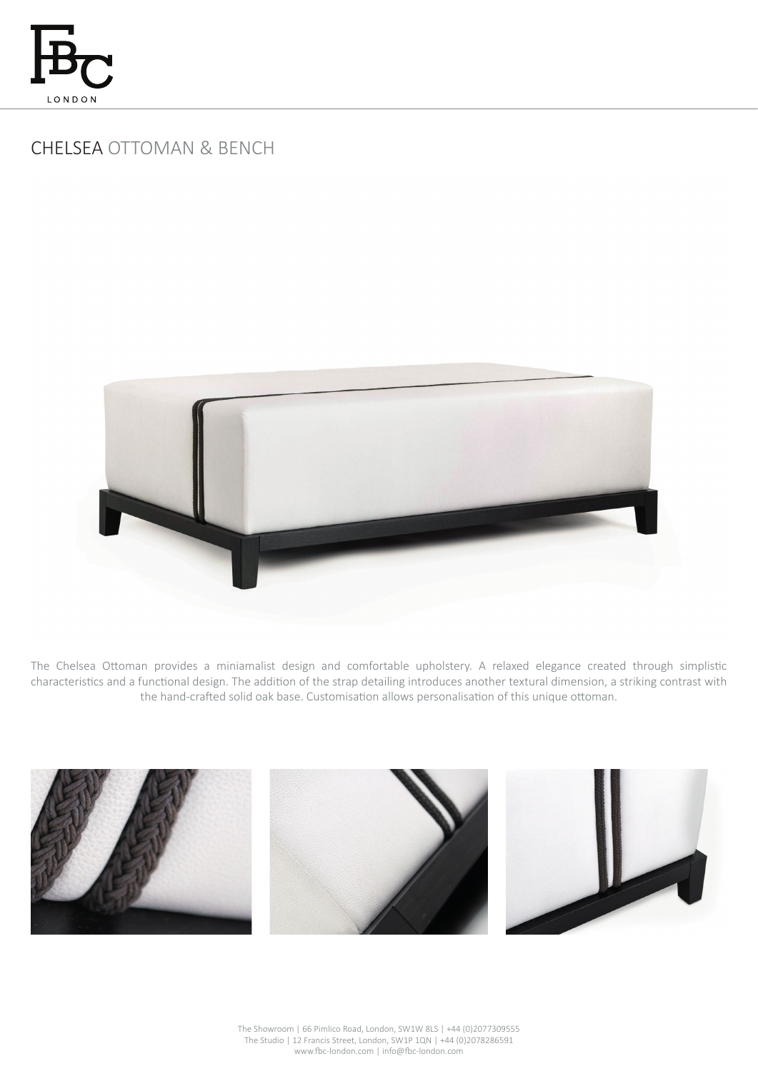# CHELSEA OTTOMAN & BENCH

The Chelsea Ottoman provides a miniamalist design and comfortable upholstery. A relaxed elegance created through simplistic characteristics and a functional design. The addition of the strap detailing introduces another textural dimension, a striking contrast with the hand-crafted solid oak base. Customisation allows personalisation of this unique ottoman.

The Showroom | 66 Pimlico Road, London, SW1W 8LS | +44 (0)2077309555
The Studio | 12 Francis Street, London, SW1P 1QN | +44 (0)2078286591
www.fbc-london.com | info@fbc-london.com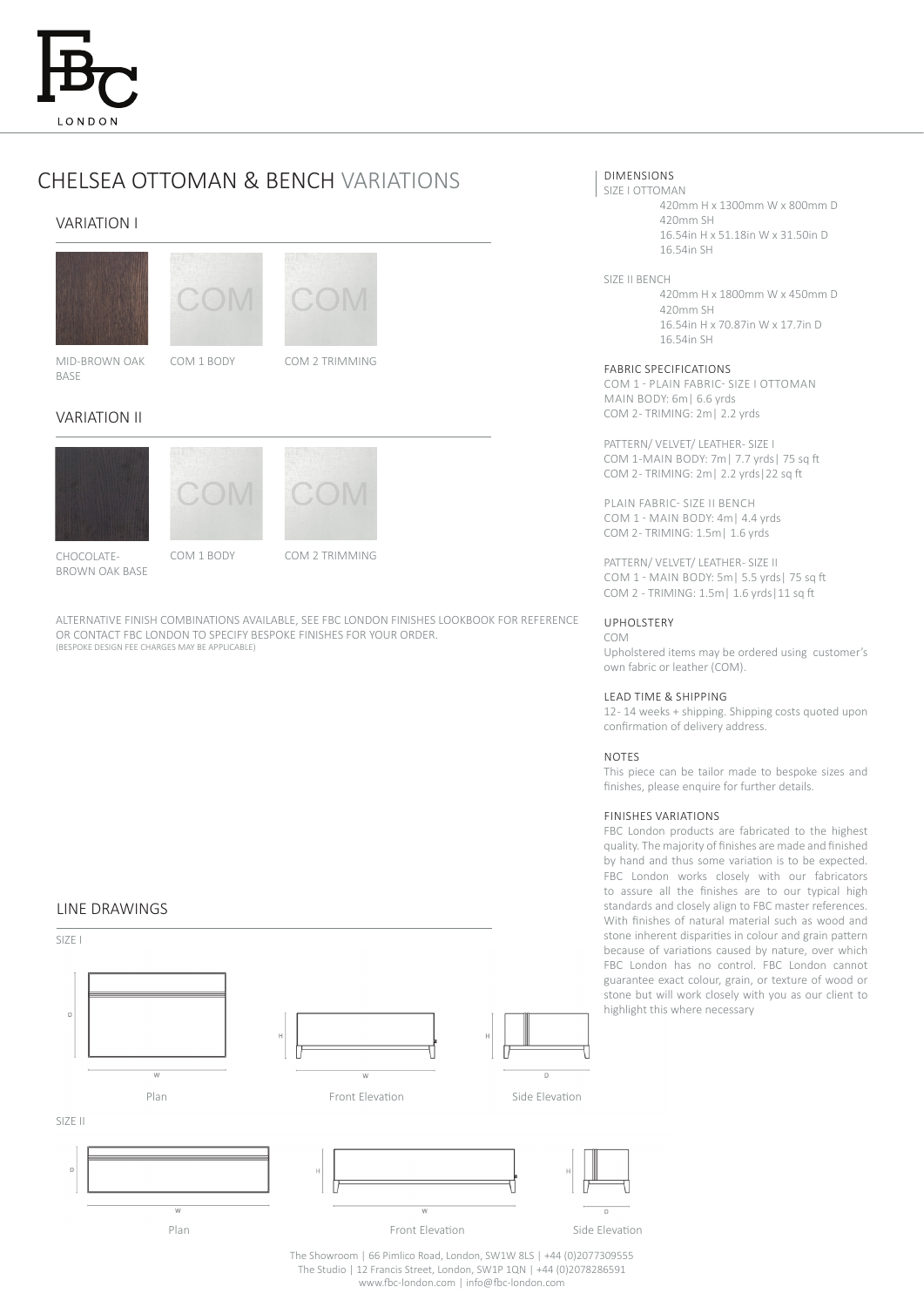# CHELSEA OTTOMAN & BENCH VARIATIONS

## VARIATION I

MID-BROWN OAK BASE

COM 1 BODY

COM 2 TRIMMING

## VARIATION II

CHOCOLATE-BROWN OAK BASE

COM 1 BODY

COM 2 TRIMMING

ALTERNATIVE FINISH COMBINATIONS AVAILABLE, SEE FBC LONDON FINISHES LOOKBOOK FOR REFERENCE OR CONTACT FBC LONDON TO SPECIFY BESPOKE FINISHES FOR YOUR ORDER.
(BESPOKE DESIGN FEE CHARGES MAY BE APPLICABLE)

## LINE DRAWINGS

SIZE I

D

W

Plan

H

W

Front Elevation

H

D

Side Elevation

SIZE II

D

W

Plan

H

W

Front Elevation

H

D

Side Elevation

### DIMENSIONS

SIZE I OTTOMAN

420mm H x 1300mm W x 800mm D
420mm SH
16.54in H x 51.18in W x 31.50in D
16.54in SH

SIZE II BENCH

420mm H x 1800mm W x 450mm D
420mm SH
16.54in H x 70.87in W x 17.7in D
16.54in SH

### FABRIC SPECIFICATIONS

COM 1 - PLAIN FABRIC- SIZE I OTTOMAN
MAIN BODY: 6m| 6.6 yrds
COM 2- TRIMING: 2m| 2.2 yrds

PATTERN/ VELVET/ LEATHER- SIZE I
COM 1-MAIN BODY: 7m| 7.7 yrds| 75 sq ft
COM 2- TRIMING: 2m| 2.2 yrds|22 sq ft

PLAIN FABRIC- SIZE II BENCH
COM 1 - MAIN BODY: 4m| 4.4 yrds
COM 2- TRIMING: 1.5m| 1.6 yrds

PATTERN/ VELVET/ LEATHER- SIZE II
COM 1 - MAIN BODY: 5m| 5.5 yrds| 75 sq ft
COM 2 - TRIMING: 1.5m| 1.6 yrds|11 sq ft

### UPHOLSTERY

COM
Upholstered items may be ordered using customer's own fabric or leather (COM).

### LEAD TIME & SHIPPING

12- 14 weeks + shipping. Shipping costs quoted upon confirmation of delivery address.

### NOTES

This piece can be tailor made to bespoke sizes and finishes, please enquire for further details.

### FINISHES VARIATIONS

FBC London products are fabricated to the highest quality. The majority of finishes are made and finished by hand and thus some variation is to be expected. FBC London works closely with our fabricators to assure all the finishes are to our typical high standards and closely align to FBC master references. With finishes of natural material such as wood and stone inherent disparities in colour and grain pattern because of variations caused by nature, over which FBC London has no control. FBC London cannot guarantee exact colour, grain, or texture of wood or stone but will work closely with you as our client to highlight this where necessary

The Showroom | 66 Pimlico Road, London, SW1W 8LS | +44 (0)2077309555
The Studio | 12 Francis Street, London, SW1P 1QN | +44 (0)2078286591
www.fbc-london.com | info@fbc-london.com